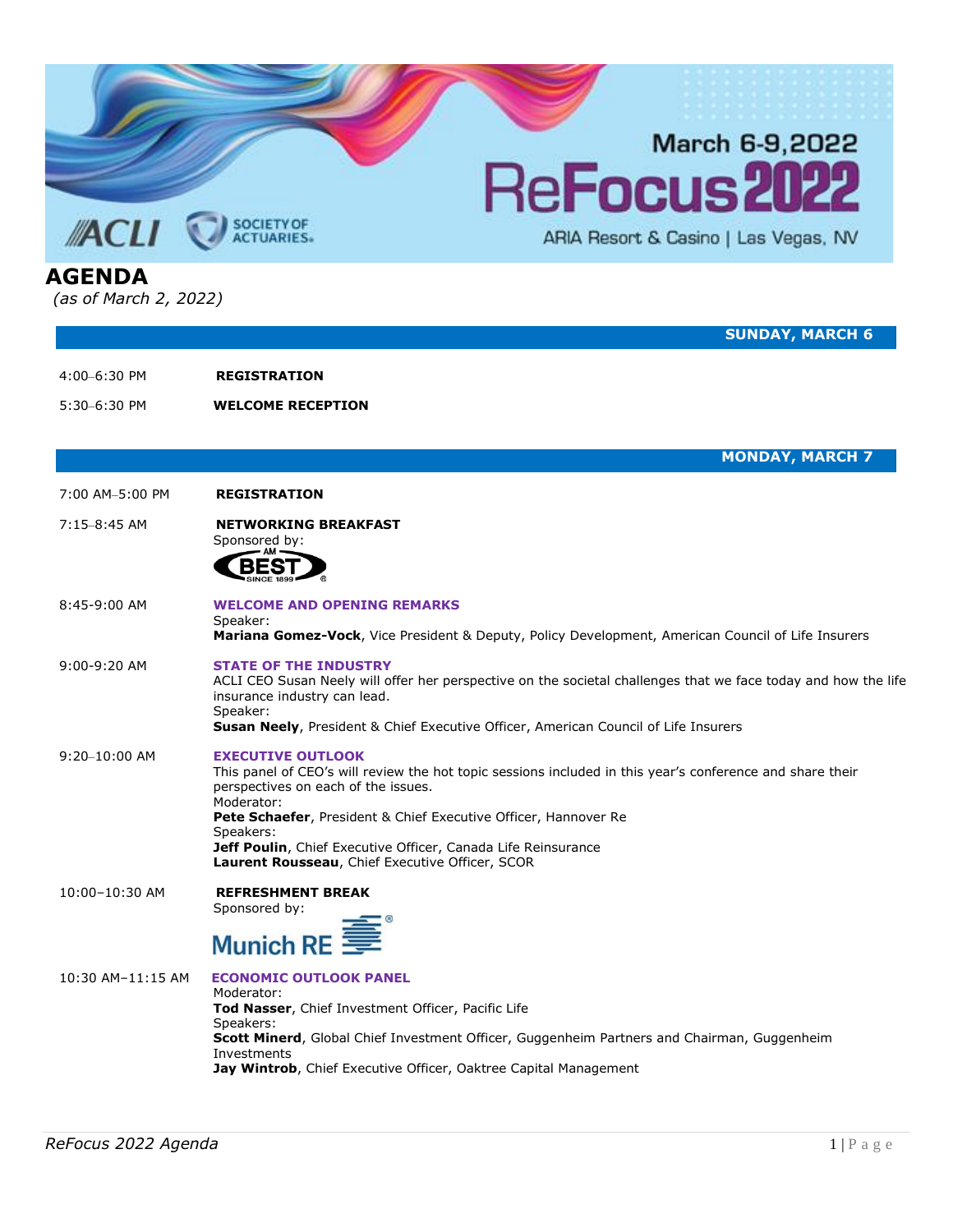March 6-9, 2022

# ReFocus 2022

ARIA Resort & Casino | Las Vegas, NV

ACLI | SOCIETY OF ACTUARIES

# AGENDA

*(as of March 2, 2022)*

## SUNDAY, MARCH 6

4:00–6:30 PM **REGISTRATION**

5:30–6:30 PM **WELCOME RECEPTION**

## MONDAY, MARCH 7

7:00 AM–5:00 PM **REGISTRATION**

7:15–8:45 AM **NETWORKING BREAKFAST**
Sponsored by:
AM BEST

8:45-9:00 AM **WELCOME AND OPENING REMARKS**
Speaker:
**Mariana Gomez-Vock**, Vice President & Deputy, Policy Development, American Council of Life Insurers

9:00-9:20 AM **STATE OF THE INDUSTRY**
ACLI CEO Susan Neely will offer her perspective on the societal challenges that we face today and how the life insurance industry can lead.
Speaker:
**Susan Neely**, President & Chief Executive Officer, American Council of Life Insurers

9:20–10:00 AM **EXECUTIVE OUTLOOK**
This panel of CEO's will review the hot topic sessions included in this year's conference and share their perspectives on each of the issues.
Moderator:
**Pete Schaefer**, President & Chief Executive Officer, Hannover Re
Speakers:
**Jeff Poulin**, Chief Executive Officer, Canada Life Reinsurance
**Laurent Rousseau**, Chief Executive Officer, SCOR

10:00–10:30 AM **REFRESHMENT BREAK**
Sponsored by:
Munich RE

10:30 AM–11:15 AM **ECONOMIC OUTLOOK PANEL**
Moderator:
**Tod Nasser**, Chief Investment Officer, Pacific Life
Speakers:
**Scott Minerd**, Global Chief Investment Officer, Guggenheim Partners and Chairman, Guggenheim Investments
**Jay Wintrob**, Chief Executive Officer, Oaktree Capital Management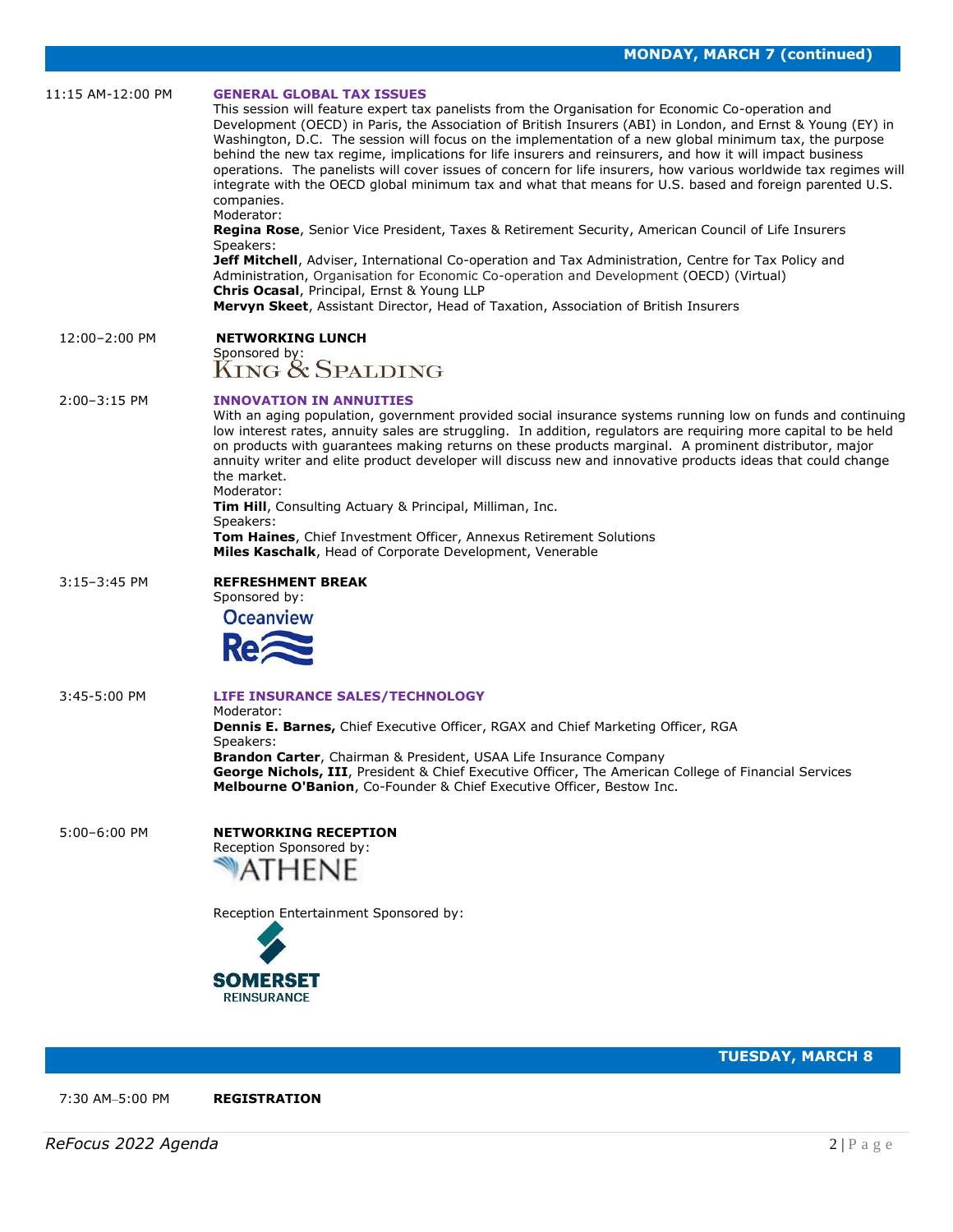## MONDAY, MARCH 7 (continued)

**11:15 AM-12:00 PM**

**GENERAL GLOBAL TAX ISSUES**

This session will feature expert tax panelists from the Organisation for Economic Co-operation and Development (OECD) in Paris, the Association of British Insurers (ABI) in London, and Ernst & Young (EY) in Washington, D.C. The session will focus on the implementation of a new global minimum tax, the purpose behind the new tax regime, implications for life insurers and reinsurers, and how it will impact business operations. The panelists will cover issues of concern for life insurers, how various worldwide tax regimes will integrate with the OECD global minimum tax and what that means for U.S. based and foreign parented U.S. companies.

Moderator:
**Regina Rose**, Senior Vice President, Taxes & Retirement Security, American Council of Life Insurers

Speakers:
**Jeff Mitchell**, Adviser, International Co-operation and Tax Administration, Centre for Tax Policy and Administration, Organisation for Economic Co-operation and Development (OECD) (Virtual)
**Chris Ocasal**, Principal, Ernst & Young LLP
**Mervyn Skeet**, Assistant Director, Head of Taxation, Association of British Insurers

**12:00–2:00 PM**

**NETWORKING LUNCH**

Sponsored by:
King & Spalding

**2:00–3:15 PM**

**INNOVATION IN ANNUITIES**

With an aging population, government provided social insurance systems running low on funds and continuing low interest rates, annuity sales are struggling. In addition, regulators are requiring more capital to be held on products with guarantees making returns on these products marginal. A prominent distributor, major annuity writer and elite product developer will discuss new and innovative products ideas that could change the market.

Moderator:
**Tim Hill**, Consulting Actuary & Principal, Milliman, Inc.

Speakers:
**Tom Haines**, Chief Investment Officer, Annexus Retirement Solutions
**Miles Kaschalk**, Head of Corporate Development, Venerable

**3:15–3:45 PM**

**REFRESHMENT BREAK**

Sponsored by:
Oceanview Re

**3:45-5:00 PM**

**LIFE INSURANCE SALES/TECHNOLOGY**

Moderator:
**Dennis E. Barnes,** Chief Executive Officer, RGAX and Chief Marketing Officer, RGA

Speakers:
**Brandon Carter**, Chairman & President, USAA Life Insurance Company
**George Nichols, III**, President & Chief Executive Officer, The American College of Financial Services
**Melbourne O'Banion**, Co-Founder & Chief Executive Officer, Bestow Inc.

**5:00–6:00 PM**

**NETWORKING RECEPTION**

Reception Sponsored by:
Athene

Reception Entertainment Sponsored by:
Somerset Reinsurance

## TUESDAY, MARCH 8

**7:30 AM–5:00 PM**

**REGISTRATION**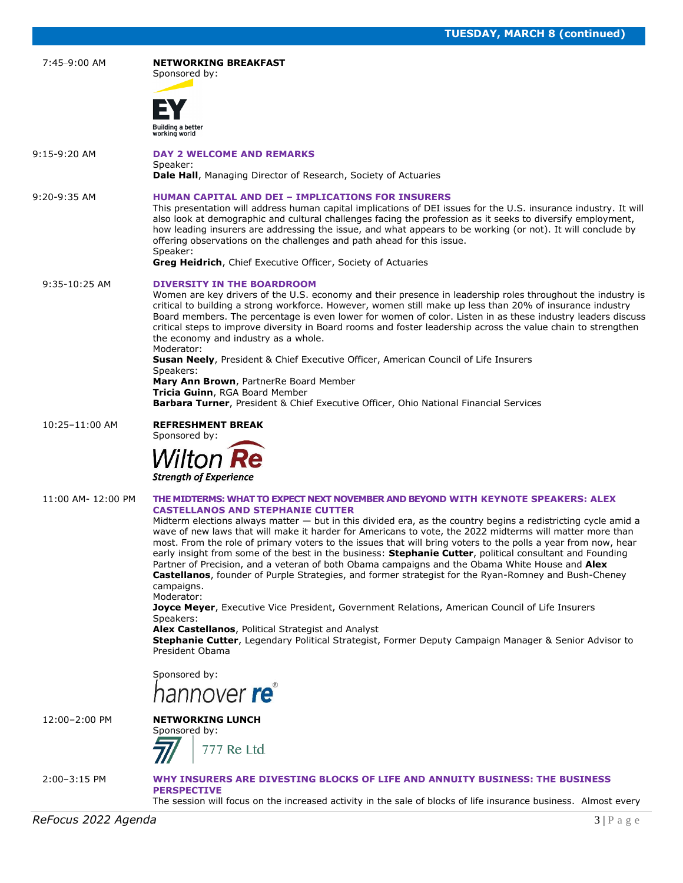## TUESDAY, MARCH 8 (continued)

**7:45–9:00 AM**

**NETWORKING BREAKFAST**
Sponsored by:

EY
Building a better working world

**9:15-9:20 AM**

**DAY 2 WELCOME AND REMARKS**
Speaker:
**Dale Hall**, Managing Director of Research, Society of Actuaries

**9:20-9:35 AM**

**HUMAN CAPITAL AND DEI – IMPLICATIONS FOR INSURERS**
This presentation will address human capital implications of DEI issues for the U.S. insurance industry. It will also look at demographic and cultural challenges facing the profession as it seeks to diversify employment, how leading insurers are addressing the issue, and what appears to be working (or not). It will conclude by offering observations on the challenges and path ahead for this issue.
Speaker:
**Greg Heidrich**, Chief Executive Officer, Society of Actuaries

**9:35-10:25 AM**

**DIVERSITY IN THE BOARDROOM**
Women are key drivers of the U.S. economy and their presence in leadership roles throughout the industry is critical to building a strong workforce. However, women still make up less than 20% of insurance industry Board members. The percentage is even lower for women of color. Listen in as these industry leaders discuss critical steps to improve diversity in Board rooms and foster leadership across the value chain to strengthen the economy and industry as a whole.
Moderator:
**Susan Neely**, President & Chief Executive Officer, American Council of Life Insurers
Speakers:
**Mary Ann Brown**, PartnerRe Board Member
**Tricia Guinn**, RGA Board Member
**Barbara Turner**, President & Chief Executive Officer, Ohio National Financial Services

**10:25–11:00 AM**

**REFRESHMENT BREAK**
Sponsored by:

Wilton Re
Strength of Experience

**11:00 AM- 12:00 PM**

**THE MIDTERMS: WHAT TO EXPECT NEXT NOVEMBER AND BEYOND WITH KEYNOTE SPEAKERS: ALEX CASTELLANOS AND STEPHANIE CUTTER**
Midterm elections always matter — but in this divided era, as the country begins a redistricting cycle amid a wave of new laws that will make it harder for Americans to vote, the 2022 midterms will matter more than most. From the role of primary voters to the issues that will bring voters to the polls a year from now, hear early insight from some of the best in the business: **Stephanie Cutter**, political consultant and Founding Partner of Precision, and a veteran of both Obama campaigns and the Obama White House and **Alex Castellanos**, founder of Purple Strategies, and former strategist for the Ryan-Romney and Bush-Cheney campaigns.
Moderator:
**Joyce Meyer**, Executive Vice President, Government Relations, American Council of Life Insurers
Speakers:
**Alex Castellanos**, Political Strategist and Analyst
**Stephanie Cutter**, Legendary Political Strategist, Former Deputy Campaign Manager & Senior Advisor to President Obama

Sponsored by:

hannover re®

**12:00–2:00 PM**

**NETWORKING LUNCH**
Sponsored by:

777 Re Ltd.

**2:00–3:15 PM**

**WHY INSURERS ARE DIVESTING BLOCKS OF LIFE AND ANNUITY BUSINESS: THE BUSINESS PERSPECTIVE**
The session will focus on the increased activity in the sale of blocks of life insurance business. Almost every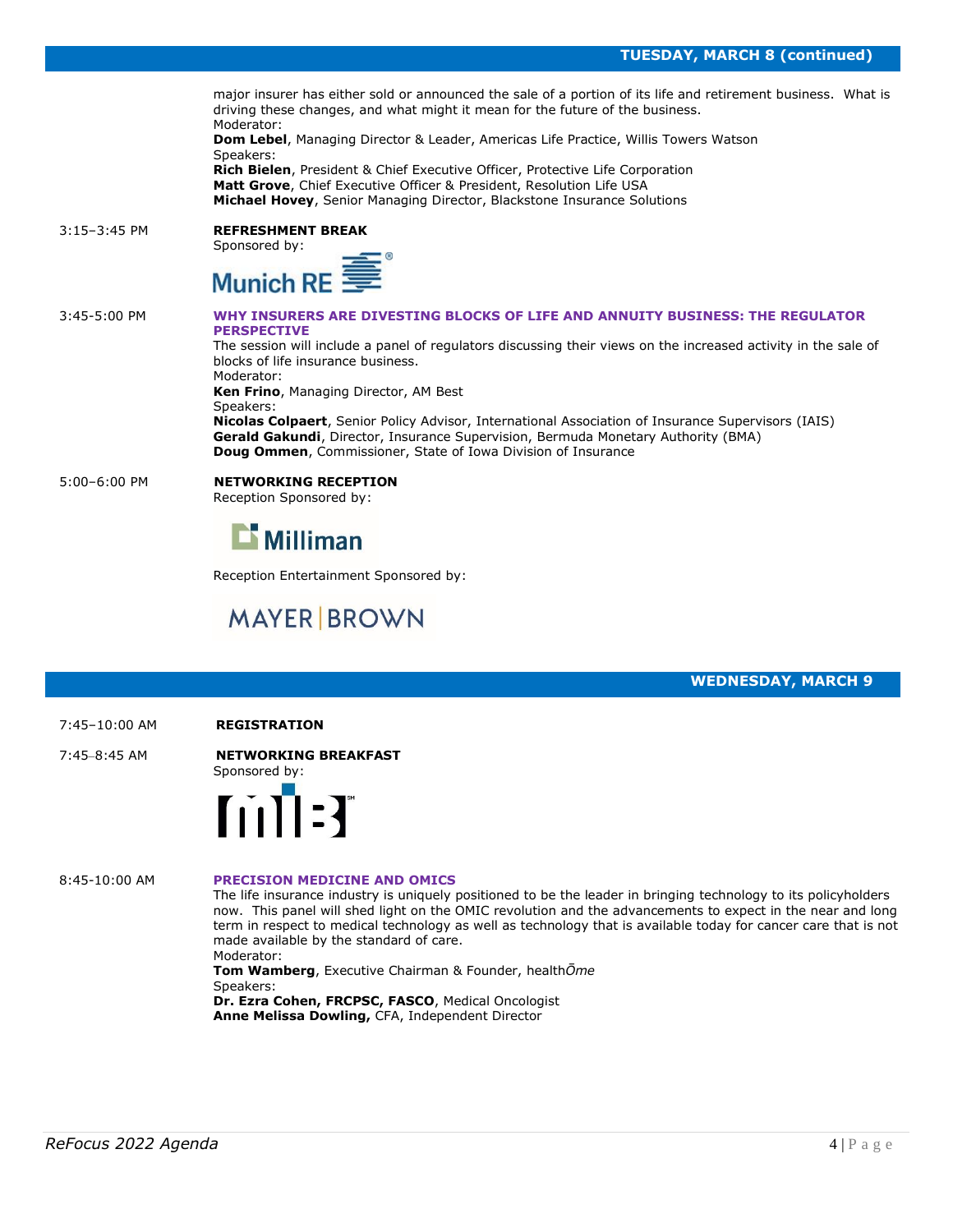## TUESDAY, MARCH 8 (continued)

major insurer has either sold or announced the sale of a portion of its life and retirement business. What is driving these changes, and what might it mean for the future of the business.
Moderator:
**Dom Lebel**, Managing Director & Leader, Americas Life Practice, Willis Towers Watson
Speakers:
**Rich Bielen**, President & Chief Executive Officer, Protective Life Corporation
**Matt Grove**, Chief Executive Officer & President, Resolution Life USA
**Michael Hovey**, Senior Managing Director, Blackstone Insurance Solutions

3:15–3:45 PM **REFRESHMENT BREAK**
Sponsored by:
Munich RE

3:45-5:00 PM **WHY INSURERS ARE DIVESTING BLOCKS OF LIFE AND ANNUITY BUSINESS: THE REGULATOR PERSPECTIVE**
The session will include a panel of regulators discussing their views on the increased activity in the sale of blocks of life insurance business.
Moderator:
**Ken Frino**, Managing Director, AM Best
Speakers:
**Nicolas Colpaert**, Senior Policy Advisor, International Association of Insurance Supervisors (IAIS)
**Gerald Gakundi**, Director, Insurance Supervision, Bermuda Monetary Authority (BMA)
**Doug Ommen**, Commissioner, State of Iowa Division of Insurance

5:00–6:00 PM **NETWORKING RECEPTION**
Reception Sponsored by:
Milliman

Reception Entertainment Sponsored by:
MAYER | BROWN

## WEDNESDAY, MARCH 9

7:45–10:00 AM **REGISTRATION**

7:45–8:45 AM **NETWORKING BREAKFAST**
Sponsored by:
MIB

8:45-10:00 AM **PRECISION MEDICINE AND OMICS**
The life insurance industry is uniquely positioned to be the leader in bringing technology to its policyholders now. This panel will shed light on the OMIC revolution and the advancements to expect in the near and long term in respect to medical technology as well as technology that is available today for cancer care that is not made available by the standard of care.
Moderator:
**Tom Wamberg**, Executive Chairman & Founder, health*Ōme*
Speakers:
**Dr. Ezra Cohen, FRCPSC, FASCO**, Medical Oncologist
**Anne Melissa Dowling,** CFA, Independent Director